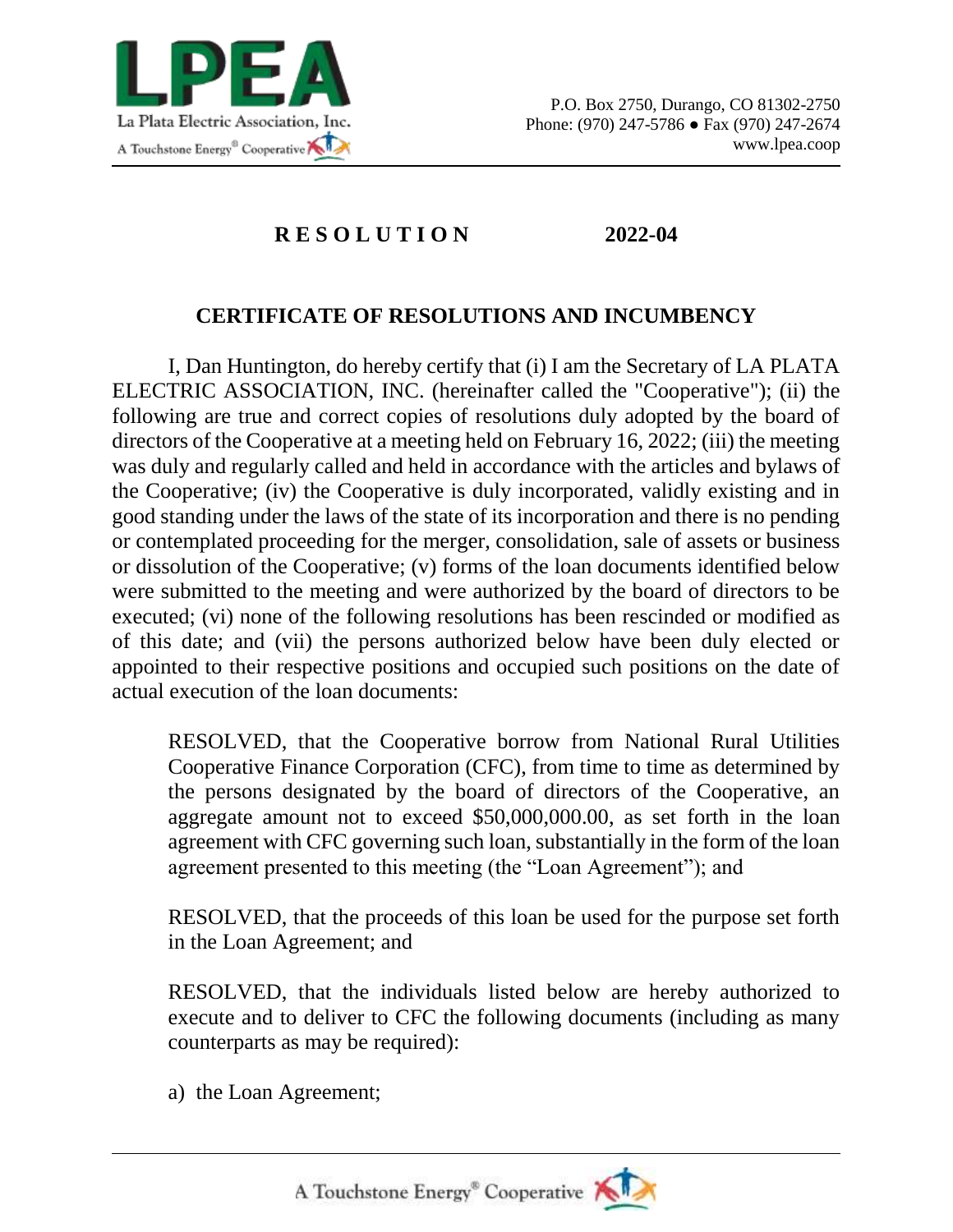La Plata Electric Association, Inc.

P.O. Box 2750, Durango, CO 81302-2750
Phone: (970) 247-5786 ● Fax (970) 247-2674
www.lpea.coop

# RESOLUTION 2022-04

## CERTIFICATE OF RESOLUTIONS AND INCUMBENCY

I, Dan Huntington, do hereby certify that (i) I am the Secretary of LA PLATA ELECTRIC ASSOCIATION, INC. (hereinafter called the "Cooperative"); (ii) the following are true and correct copies of resolutions duly adopted by the board of directors of the Cooperative at a meeting held on February 16, 2022; (iii) the meeting was duly and regularly called and held in accordance with the articles and bylaws of the Cooperative; (iv) the Cooperative is duly incorporated, validly existing and in good standing under the laws of the state of its incorporation and there is no pending or contemplated proceeding for the merger, consolidation, sale of assets or business or dissolution of the Cooperative; (v) forms of the loan documents identified below were submitted to the meeting and were authorized by the board of directors to be executed; (vi) none of the following resolutions has been rescinded or modified as of this date; and (vii) the persons authorized below have been duly elected or appointed to their respective positions and occupied such positions on the date of actual execution of the loan documents:

> RESOLVED, that the Cooperative borrow from National Rural Utilities Cooperative Finance Corporation (CFC), from time to time as determined by the persons designated by the board of directors of the Cooperative, an aggregate amount not to exceed $50,000,000.00, as set forth in the loan agreement with CFC governing such loan, substantially in the form of the loan agreement presented to this meeting (the "Loan Agreement"); and
>
> RESOLVED, that the proceeds of this loan be used for the purpose set forth in the Loan Agreement; and
>
> RESOLVED, that the individuals listed below are hereby authorized to execute and to deliver to CFC the following documents (including as many counterparts as may be required):
>
> a) the Loan Agreement;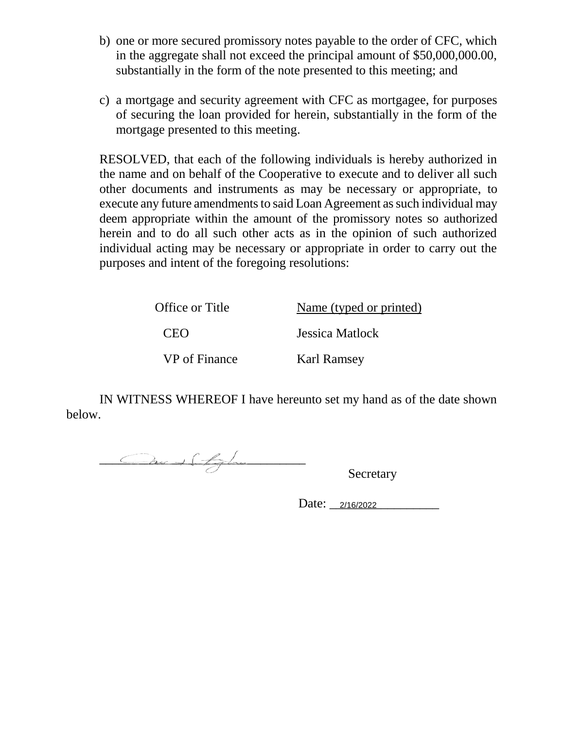b) one or more secured promissory notes payable to the order of CFC, which in the aggregate shall not exceed the principal amount of $50,000,000.00, substantially in the form of the note presented to this meeting; and

c) a mortgage and security agreement with CFC as mortgagee, for purposes of securing the loan provided for herein, substantially in the form of the mortgage presented to this meeting.

RESOLVED, that each of the following individuals is hereby authorized in the name and on behalf of the Cooperative to execute and to deliver all such other documents and instruments as may be necessary or appropriate, to execute any future amendments to said Loan Agreement as such individual may deem appropriate within the amount of the promissory notes so authorized herein and to do all such other acts as in the opinion of such authorized individual acting may be necessary or appropriate in order to carry out the purposes and intent of the foregoing resolutions:

| Office or Title | Name (typed or printed) |
| --- | --- |
| CEO | Jessica Matlock |
| VP of Finance | Karl Ramsey |

IN WITNESS WHEREOF I have hereunto set my hand as of the date shown below.

\_\_\_\_\_\_\_\_\_\_\_\_\_\_\_\_\_\_\_\_\_\_\_\_\_\_\_\_

Secretary

Date: 2/16/2022